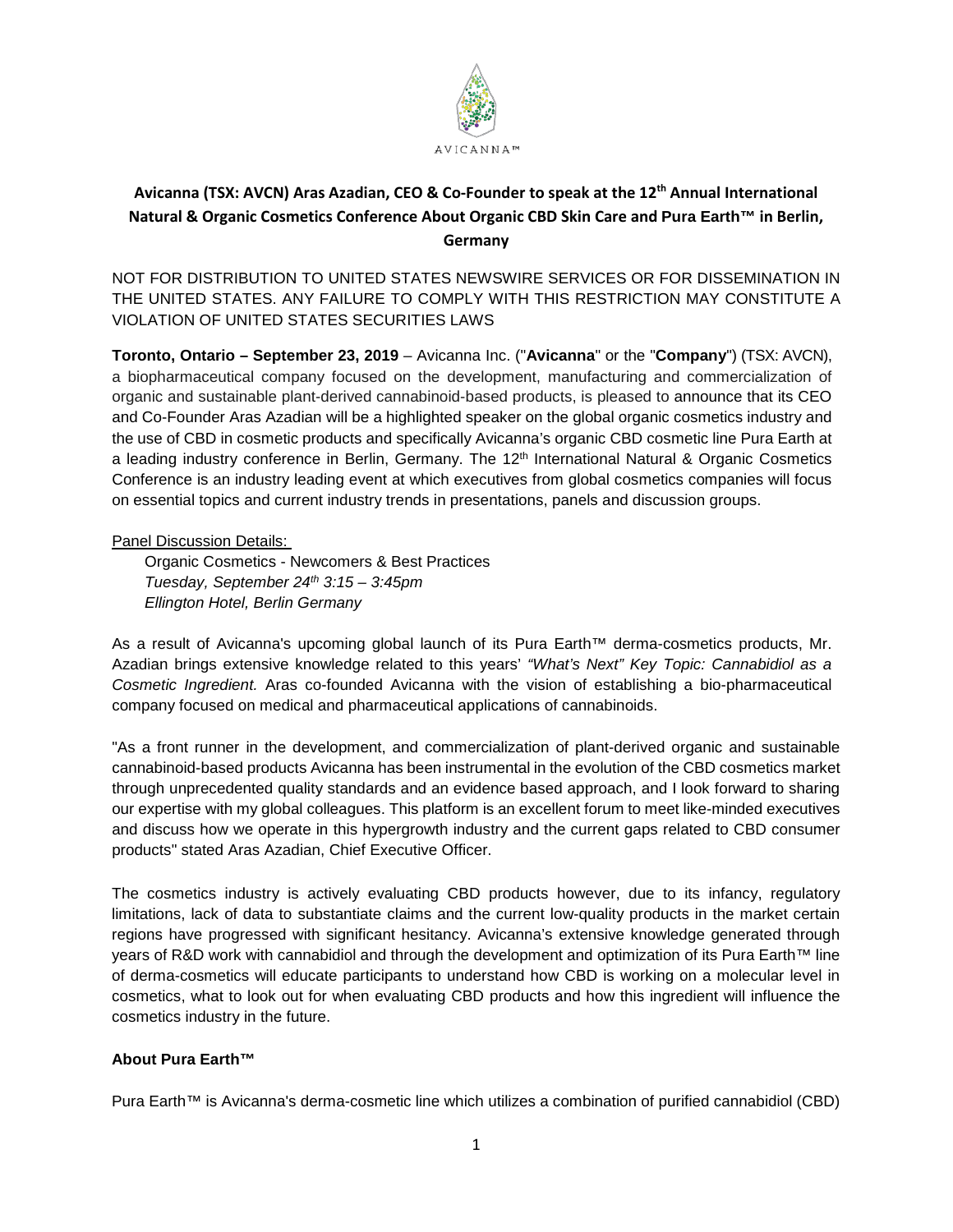AVICANNA™

# Avicanna (TSX: AVCN) Aras Azadian, CEO & Co-Founder to speak at the 12th Annual International Natural & Organic Cosmetics Conference About Organic CBD Skin Care and Pura Earth™ in Berlin, Germany

NOT FOR DISTRIBUTION TO UNITED STATES NEWSWIRE SERVICES OR FOR DISSEMINATION IN THE UNITED STATES. ANY FAILURE TO COMPLY WITH THIS RESTRICTION MAY CONSTITUTE A VIOLATION OF UNITED STATES SECURITIES LAWS

**Toronto, Ontario – September 23, 2019** – Avicanna Inc. ("**Avicanna**" or the "**Company**") (TSX: AVCN), a biopharmaceutical company focused on the development, manufacturing and commercialization of organic and sustainable plant-derived cannabinoid-based products, is pleased to announce that its CEO and Co-Founder Aras Azadian will be a highlighted speaker on the global organic cosmetics industry and the use of CBD in cosmetic products and specifically Avicanna's organic CBD cosmetic line Pura Earth at a leading industry conference in Berlin, Germany. The 12th International Natural & Organic Cosmetics Conference is an industry leading event at which executives from global cosmetics companies will focus on essential topics and current industry trends in presentations, panels and discussion groups.

Panel Discussion Details:

Organic Cosmetics - Newcomers & Best Practices
*Tuesday, September 24th 3:15 – 3:45pm*
*Ellington Hotel, Berlin Germany*

As a result of Avicanna's upcoming global launch of its Pura Earth™ derma-cosmetics products, Mr. Azadian brings extensive knowledge related to this years' *"What's Next" Key Topic: Cannabidiol as a Cosmetic Ingredient.* Aras co-founded Avicanna with the vision of establishing a bio-pharmaceutical company focused on medical and pharmaceutical applications of cannabinoids.

"As a front runner in the development, and commercialization of plant-derived organic and sustainable cannabinoid-based products Avicanna has been instrumental in the evolution of the CBD cosmetics market through unprecedented quality standards and an evidence based approach, and I look forward to sharing our expertise with my global colleagues. This platform is an excellent forum to meet like-minded executives and discuss how we operate in this hypergrowth industry and the current gaps related to CBD consumer products" stated Aras Azadian, Chief Executive Officer.

The cosmetics industry is actively evaluating CBD products however, due to its infancy, regulatory limitations, lack of data to substantiate claims and the current low-quality products in the market certain regions have progressed with significant hesitancy. Avicanna's extensive knowledge generated through years of R&D work with cannabidiol and through the development and optimization of its Pura Earth™ line of derma-cosmetics will educate participants to understand how CBD is working on a molecular level in cosmetics, what to look out for when evaluating CBD products and how this ingredient will influence the cosmetics industry in the future.

### About Pura Earth™

Pura Earth™ is Avicanna's derma-cosmetic line which utilizes a combination of purified cannabidiol (CBD)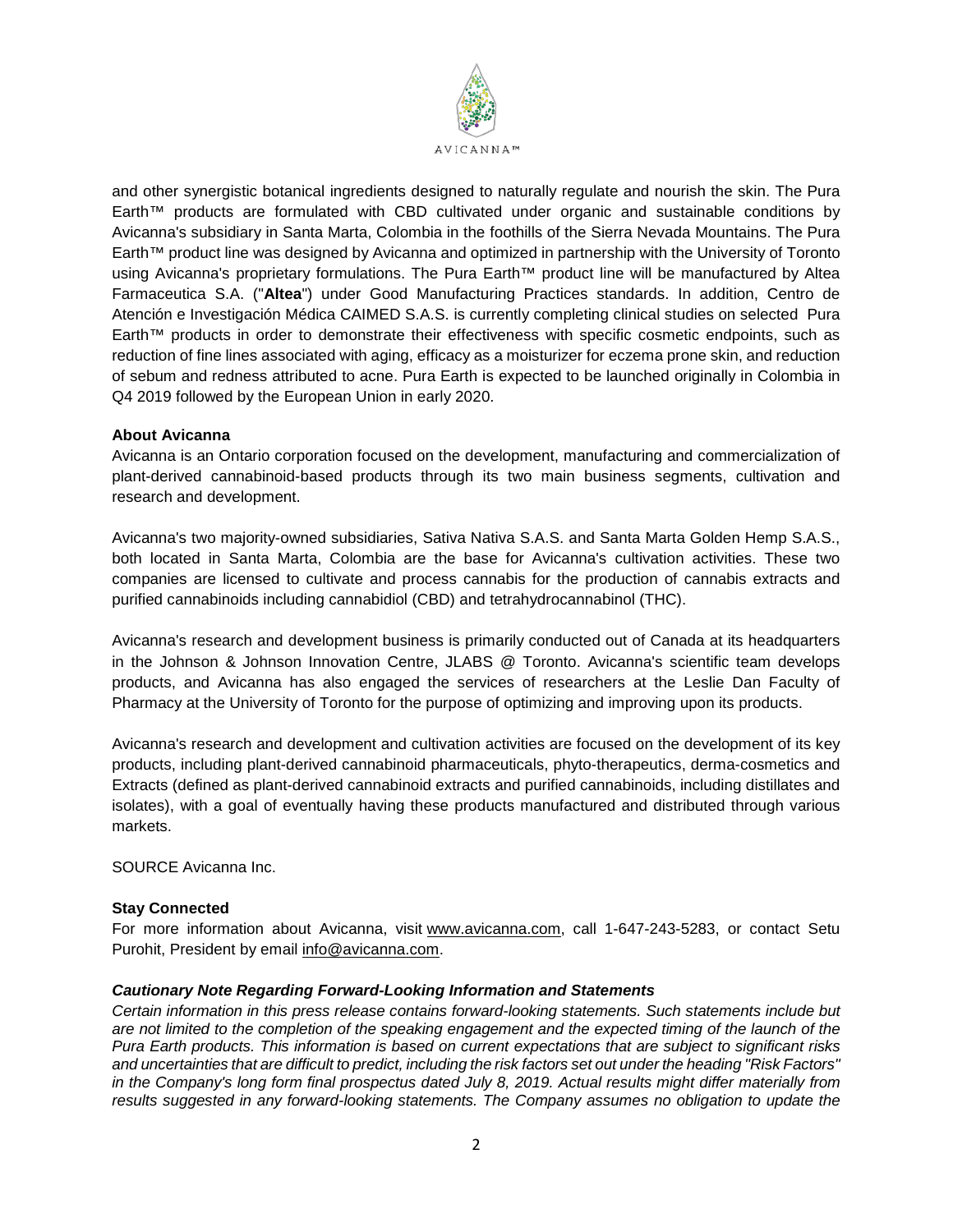and other synergistic botanical ingredients designed to naturally regulate and nourish the skin. The Pura Earth™ products are formulated with CBD cultivated under organic and sustainable conditions by Avicanna's subsidiary in Santa Marta, Colombia in the foothills of the Sierra Nevada Mountains. The Pura Earth™ product line was designed by Avicanna and optimized in partnership with the University of Toronto using Avicanna's proprietary formulations. The Pura Earth™ product line will be manufactured by Altea Farmaceutica S.A. ("**Altea**") under Good Manufacturing Practices standards. In addition, Centro de Atención e Investigación Médica CAIMED S.A.S. is currently completing clinical studies on selected Pura Earth™ products in order to demonstrate their effectiveness with specific cosmetic endpoints, such as reduction of fine lines associated with aging, efficacy as a moisturizer for eczema prone skin, and reduction of sebum and redness attributed to acne. Pura Earth is expected to be launched originally in Colombia in Q4 2019 followed by the European Union in early 2020.

**About Avicanna**

Avicanna is an Ontario corporation focused on the development, manufacturing and commercialization of plant-derived cannabinoid-based products through its two main business segments, cultivation and research and development.

Avicanna's two majority-owned subsidiaries, Sativa Nativa S.A.S. and Santa Marta Golden Hemp S.A.S., both located in Santa Marta, Colombia are the base for Avicanna's cultivation activities. These two companies are licensed to cultivate and process cannabis for the production of cannabis extracts and purified cannabinoids including cannabidiol (CBD) and tetrahydrocannabinol (THC).

Avicanna's research and development business is primarily conducted out of Canada at its headquarters in the Johnson & Johnson Innovation Centre, JLABS @ Toronto. Avicanna's scientific team develops products, and Avicanna has also engaged the services of researchers at the Leslie Dan Faculty of Pharmacy at the University of Toronto for the purpose of optimizing and improving upon its products.

Avicanna's research and development and cultivation activities are focused on the development of its key products, including plant-derived cannabinoid pharmaceuticals, phyto-therapeutics, derma-cosmetics and Extracts (defined as plant-derived cannabinoid extracts and purified cannabinoids, including distillates and isolates), with a goal of eventually having these products manufactured and distributed through various markets.

SOURCE Avicanna Inc.

**Stay Connected**

For more information about Avicanna, visit www.avicanna.com, call 1-647-243-5283, or contact Setu Purohit, President by email info@avicanna.com.

***Cautionary Note Regarding Forward-Looking Information and Statements***

*Certain information in this press release contains forward-looking statements. Such statements include but are not limited to the completion of the speaking engagement and the expected timing of the launch of the Pura Earth products. This information is based on current expectations that are subject to significant risks and uncertainties that are difficult to predict, including the risk factors set out under the heading "Risk Factors" in the Company's long form final prospectus dated July 8, 2019. Actual results might differ materially from results suggested in any forward-looking statements. The Company assumes no obligation to update the*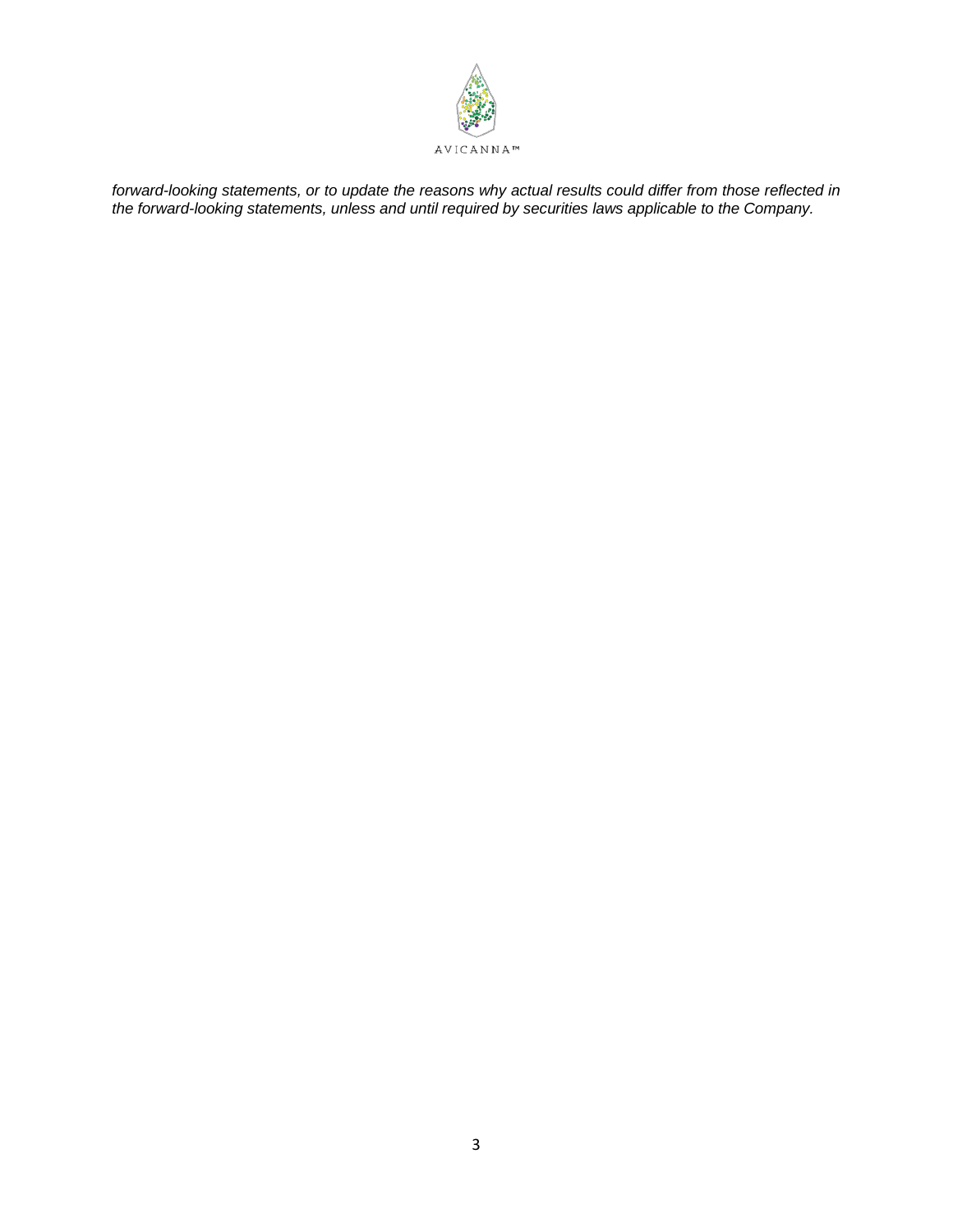*forward-looking statements, or to update the reasons why actual results could differ from those reflected in the forward-looking statements, unless and until required by securities laws applicable to the Company.*